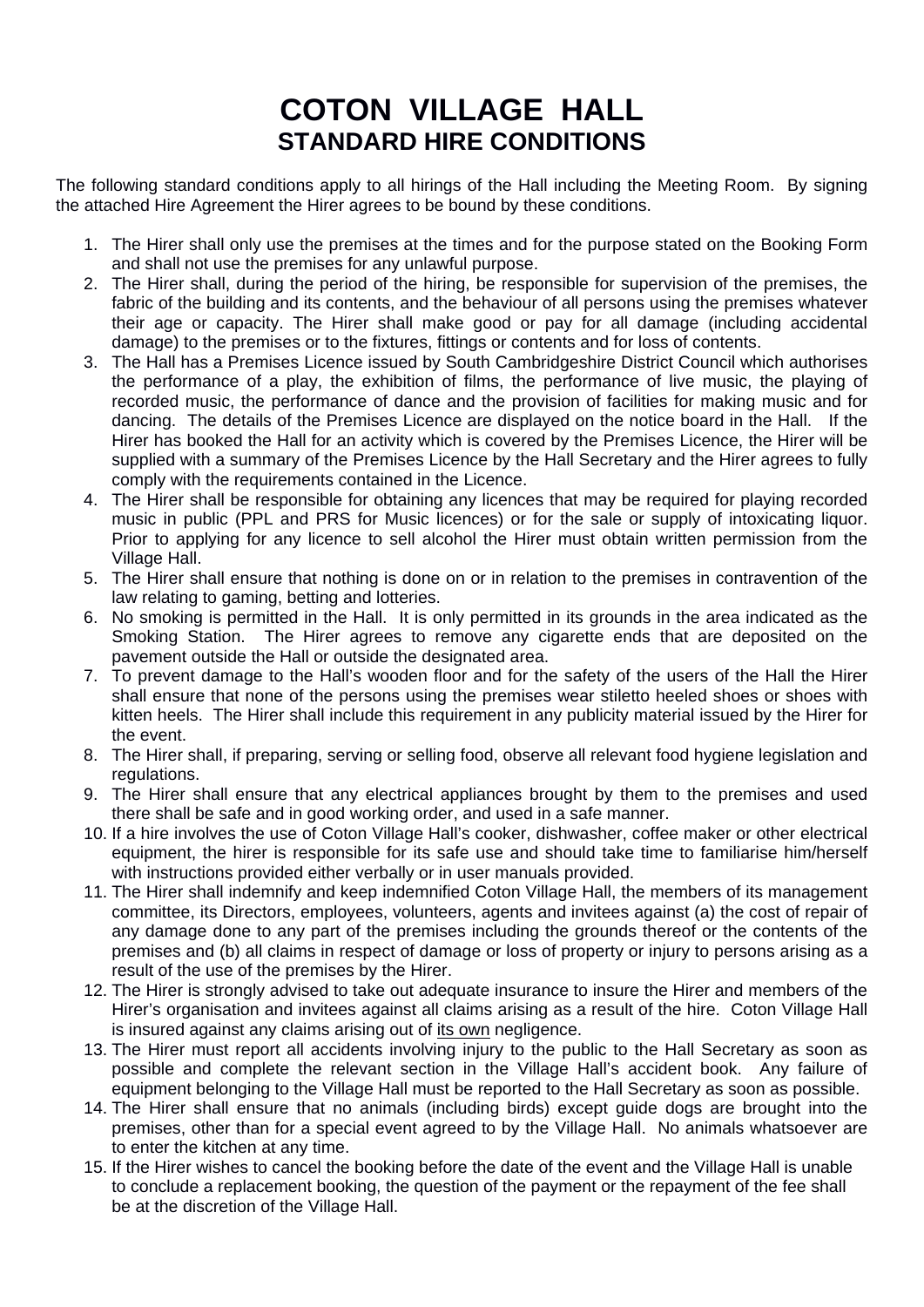# COTON VILLAGE HALL
## STANDARD HIRE CONDITIONS

The following standard conditions apply to all hirings of the Hall including the Meeting Room. By signing the attached Hire Agreement the Hirer agrees to be bound by these conditions.

1. The Hirer shall only use the premises at the times and for the purpose stated on the Booking Form and shall not use the premises for any unlawful purpose.
2. The Hirer shall, during the period of the hiring, be responsible for supervision of the premises, the fabric of the building and its contents, and the behaviour of all persons using the premises whatever their age or capacity. The Hirer shall make good or pay for all damage (including accidental damage) to the premises or to the fixtures, fittings or contents and for loss of contents.
3. The Hall has a Premises Licence issued by South Cambridgeshire District Council which authorises the performance of a play, the exhibition of films, the performance of live music, the playing of recorded music, the performance of dance and the provision of facilities for making music and for dancing. The details of the Premises Licence are displayed on the notice board in the Hall. If the Hirer has booked the Hall for an activity which is covered by the Premises Licence, the Hirer will be supplied with a summary of the Premises Licence by the Hall Secretary and the Hirer agrees to fully comply with the requirements contained in the Licence.
4. The Hirer shall be responsible for obtaining any licences that may be required for playing recorded music in public (PPL and PRS for Music licences) or for the sale or supply of intoxicating liquor. Prior to applying for any licence to sell alcohol the Hirer must obtain written permission from the Village Hall.
5. The Hirer shall ensure that nothing is done on or in relation to the premises in contravention of the law relating to gaming, betting and lotteries.
6. No smoking is permitted in the Hall. It is only permitted in its grounds in the area indicated as the Smoking Station. The Hirer agrees to remove any cigarette ends that are deposited on the pavement outside the Hall or outside the designated area.
7. To prevent damage to the Hall's wooden floor and for the safety of the users of the Hall the Hirer shall ensure that none of the persons using the premises wear stiletto heeled shoes or shoes with kitten heels. The Hirer shall include this requirement in any publicity material issued by the Hirer for the event.
8. The Hirer shall, if preparing, serving or selling food, observe all relevant food hygiene legislation and regulations.
9. The Hirer shall ensure that any electrical appliances brought by them to the premises and used there shall be safe and in good working order, and used in a safe manner.
10. If a hire involves the use of Coton Village Hall's cooker, dishwasher, coffee maker or other electrical equipment, the hirer is responsible for its safe use and should take time to familiarise him/herself with instructions provided either verbally or in user manuals provided.
11. The Hirer shall indemnify and keep indemnified Coton Village Hall, the members of its management committee, its Directors, employees, volunteers, agents and invitees against (a) the cost of repair of any damage done to any part of the premises including the grounds thereof or the contents of the premises and (b) all claims in respect of damage or loss of property or injury to persons arising as a result of the use of the premises by the Hirer.
12. The Hirer is strongly advised to take out adequate insurance to insure the Hirer and members of the Hirer's organisation and invitees against all claims arising as a result of the hire. Coton Village Hall is insured against any claims arising out of <u>its own</u> negligence.
13. The Hirer must report all accidents involving injury to the public to the Hall Secretary as soon as possible and complete the relevant section in the Village Hall's accident book. Any failure of equipment belonging to the Village Hall must be reported to the Hall Secretary as soon as possible.
14. The Hirer shall ensure that no animals (including birds) except guide dogs are brought into the premises, other than for a special event agreed to by the Village Hall. No animals whatsoever are to enter the kitchen at any time.
15. If the Hirer wishes to cancel the booking before the date of the event and the Village Hall is unable to conclude a replacement booking, the question of the payment or the repayment of the fee shall be at the discretion of the Village Hall.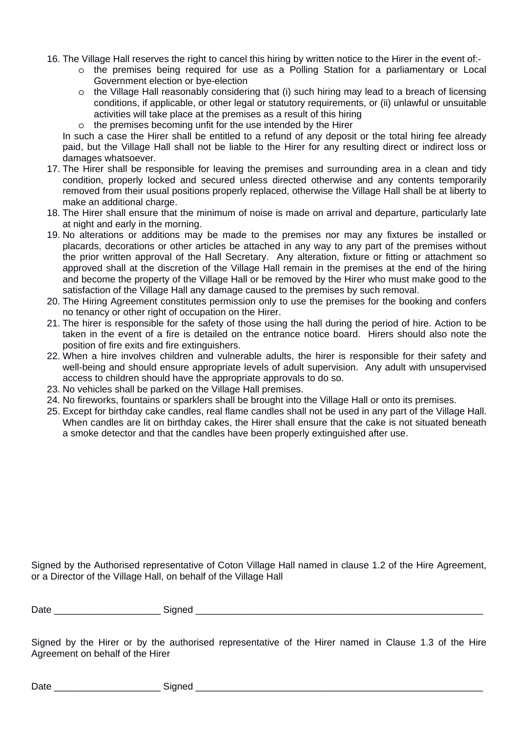16. The Village Hall reserves the right to cancel this hiring by written notice to the Hirer in the event of:-
    - the premises being required for use as a Polling Station for a parliamentary or Local Government election or bye-election
    - the Village Hall reasonably considering that (i) such hiring may lead to a breach of licensing conditions, if applicable, or other legal or statutory requirements, or (ii) unlawful or unsuitable activities will take place at the premises as a result of this hiring
    - the premises becoming unfit for the use intended by the Hirer

    In such a case the Hirer shall be entitled to a refund of any deposit or the total hiring fee already paid, but the Village Hall shall not be liable to the Hirer for any resulting direct or indirect loss or damages whatsoever.
17. The Hirer shall be responsible for leaving the premises and surrounding area in a clean and tidy condition, properly locked and secured unless directed otherwise and any contents temporarily removed from their usual positions properly replaced, otherwise the Village Hall shall be at liberty to make an additional charge.
18. The Hirer shall ensure that the minimum of noise is made on arrival and departure, particularly late at night and early in the morning.
19. No alterations or additions may be made to the premises nor may any fixtures be installed or placards, decorations or other articles be attached in any way to any part of the premises without the prior written approval of the Hall Secretary. Any alteration, fixture or fitting or attachment so approved shall at the discretion of the Village Hall remain in the premises at the end of the hiring and become the property of the Village Hall or be removed by the Hirer who must make good to the satisfaction of the Village Hall any damage caused to the premises by such removal.
20. The Hiring Agreement constitutes permission only to use the premises for the booking and confers no tenancy or other right of occupation on the Hirer.
21. The hirer is responsible for the safety of those using the hall during the period of hire. Action to be taken in the event of a fire is detailed on the entrance notice board. Hirers should also note the position of fire exits and fire extinguishers.
22. When a hire involves children and vulnerable adults, the hirer is responsible for their safety and well-being and should ensure appropriate levels of adult supervision. Any adult with unsupervised access to children should have the appropriate approvals to do so.
23. No vehicles shall be parked on the Village Hall premises.
24. No fireworks, fountains or sparklers shall be brought into the Village Hall or onto its premises.
25. Except for birthday cake candles, real flame candles shall not be used in any part of the Village Hall. When candles are lit on birthday cakes, the Hirer shall ensure that the cake is not situated beneath a smoke detector and that the candles have been properly extinguished after use.

Signed by the Authorised representative of Coton Village Hall named in clause 1.2 of the Hire Agreement, or a Director of the Village Hall, on behalf of the Village Hall

Date ____________________ Signed __________________________________________________________

Signed by the Hirer or by the authorised representative of the Hirer named in Clause 1.3 of the Hire Agreement on behalf of the Hirer

Date ____________________ Signed __________________________________________________________